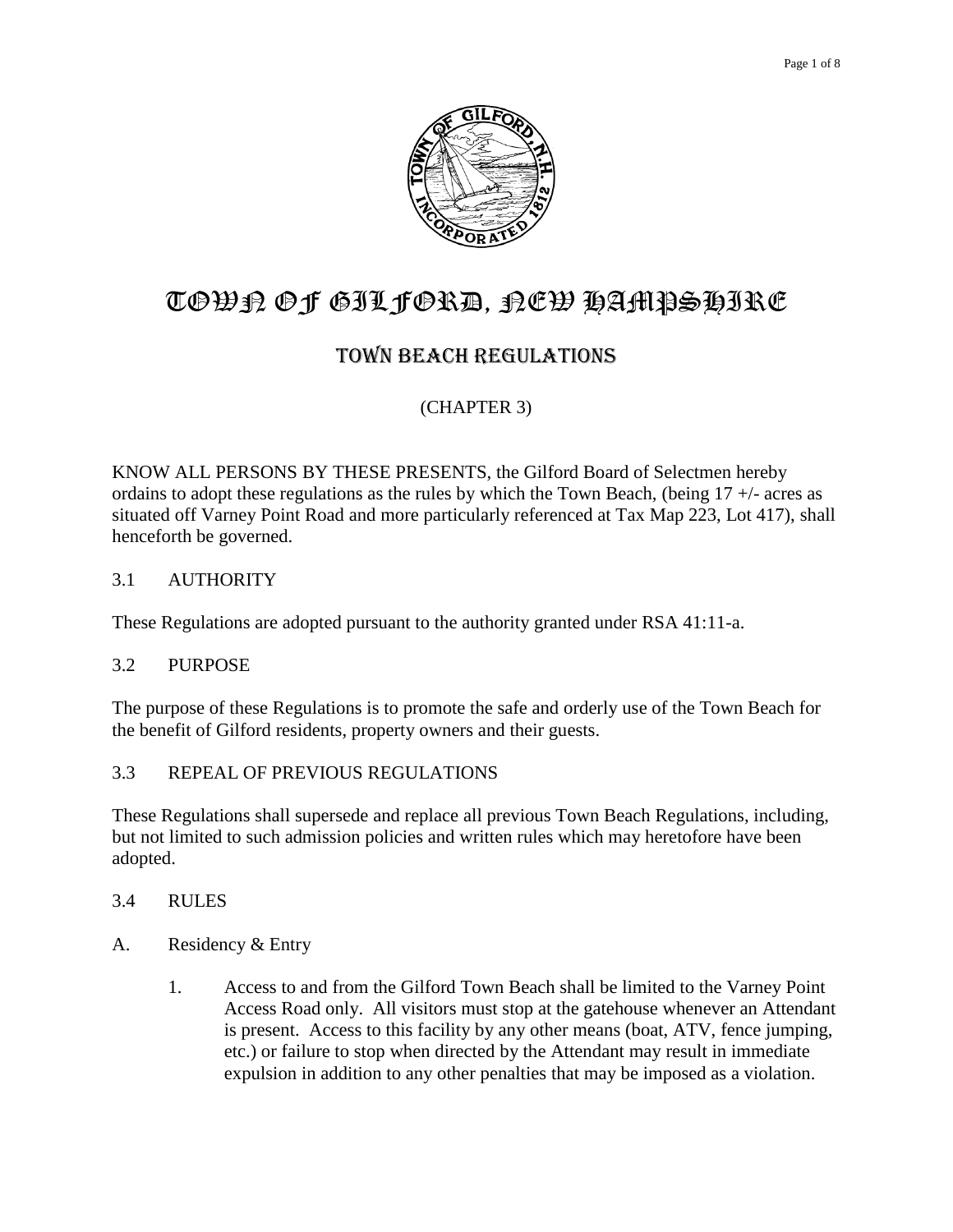# TOWN OF GILFORD, NEW HAMPSHIRE

## TOWN BEACH REGULATIONS

### (CHAPTER 3)

KNOW ALL PERSONS BY THESE PRESENTS, the Gilford Board of Selectmen hereby ordains to adopt these regulations as the rules by which the Town Beach, (being 17 +/- acres as situated off Varney Point Road and more particularly referenced at Tax Map 223, Lot 417), shall henceforth be governed.

### 3.1 AUTHORITY

These Regulations are adopted pursuant to the authority granted under RSA 41:11-a.

### 3.2 PURPOSE

The purpose of these Regulations is to promote the safe and orderly use of the Town Beach for the benefit of Gilford residents, property owners and their guests.

### 3.3 REPEAL OF PREVIOUS REGULATIONS

These Regulations shall supersede and replace all previous Town Beach Regulations, including, but not limited to such admission policies and written rules which may heretofore have been adopted.

### 3.4 RULES

A. Residency & Entry

1. Access to and from the Gilford Town Beach shall be limited to the Varney Point Access Road only. All visitors must stop at the gatehouse whenever an Attendant is present. Access to this facility by any other means (boat, ATV, fence jumping, etc.) or failure to stop when directed by the Attendant may result in immediate expulsion in addition to any other penalties that may be imposed as a violation.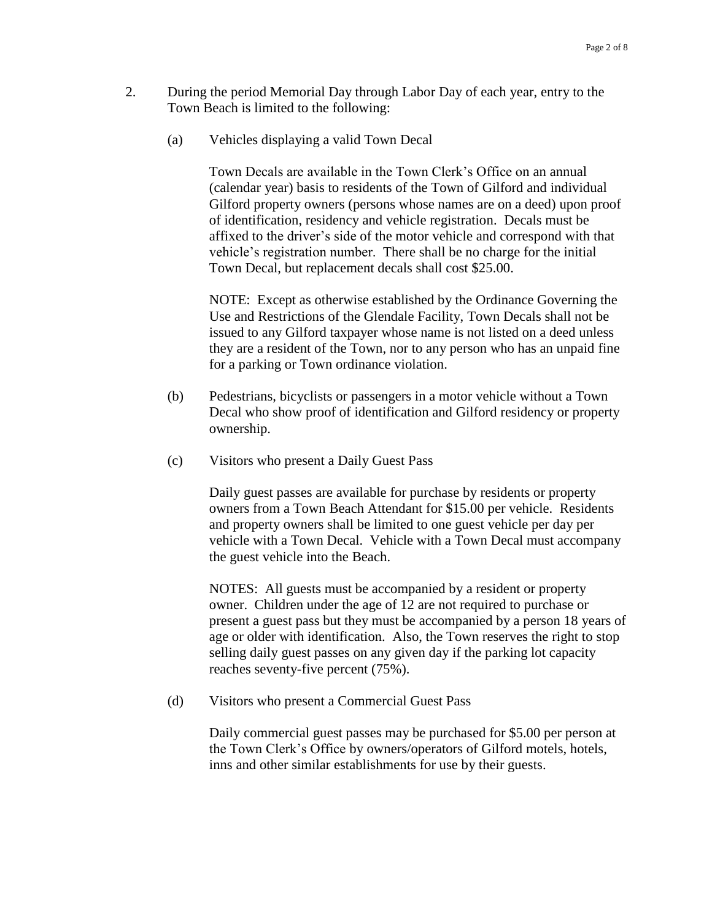2. During the period Memorial Day through Labor Day of each year, entry to the Town Beach is limited to the following:

   (a) Vehicles displaying a valid Town Decal

   Town Decals are available in the Town Clerk's Office on an annual (calendar year) basis to residents of the Town of Gilford and individual Gilford property owners (persons whose names are on a deed) upon proof of identification, residency and vehicle registration. Decals must be affixed to the driver's side of the motor vehicle and correspond with that vehicle's registration number. There shall be no charge for the initial Town Decal, but replacement decals shall cost $25.00.

   NOTE: Except as otherwise established by the Ordinance Governing the Use and Restrictions of the Glendale Facility, Town Decals shall not be issued to any Gilford taxpayer whose name is not listed on a deed unless they are a resident of the Town, nor to any person who has an unpaid fine for a parking or Town ordinance violation.

   (b) Pedestrians, bicyclists or passengers in a motor vehicle without a Town Decal who show proof of identification and Gilford residency or property ownership.

   (c) Visitors who present a Daily Guest Pass

   Daily guest passes are available for purchase by residents or property owners from a Town Beach Attendant for $15.00 per vehicle. Residents and property owners shall be limited to one guest vehicle per day per vehicle with a Town Decal. Vehicle with a Town Decal must accompany the guest vehicle into the Beach.

   NOTES: All guests must be accompanied by a resident or property owner. Children under the age of 12 are not required to purchase or present a guest pass but they must be accompanied by a person 18 years of age or older with identification. Also, the Town reserves the right to stop selling daily guest passes on any given day if the parking lot capacity reaches seventy-five percent (75%).

   (d) Visitors who present a Commercial Guest Pass

   Daily commercial guest passes may be purchased for $5.00 per person at the Town Clerk's Office by owners/operators of Gilford motels, hotels, inns and other similar establishments for use by their guests.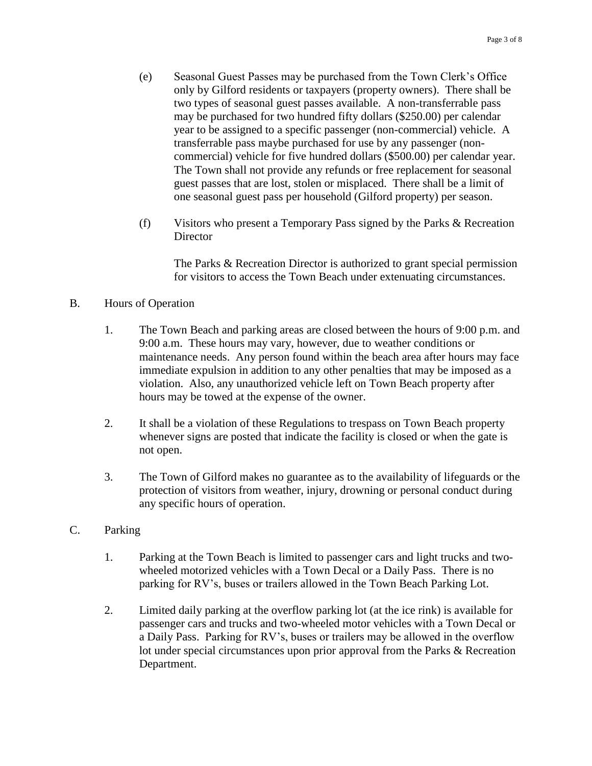(e) Seasonal Guest Passes may be purchased from the Town Clerk's Office only by Gilford residents or taxpayers (property owners). There shall be two types of seasonal guest passes available. A non-transferrable pass may be purchased for two hundred fifty dollars ($250.00) per calendar year to be assigned to a specific passenger (non-commercial) vehicle. A transferrable pass maybe purchased for use by any passenger (non-commercial) vehicle for five hundred dollars ($500.00) per calendar year. The Town shall not provide any refunds or free replacement for seasonal guest passes that are lost, stolen or misplaced. There shall be a limit of one seasonal guest pass per household (Gilford property) per season.

(f) Visitors who present a Temporary Pass signed by the Parks & Recreation Director

The Parks & Recreation Director is authorized to grant special permission for visitors to access the Town Beach under extenuating circumstances.

B. Hours of Operation

1. The Town Beach and parking areas are closed between the hours of 9:00 p.m. and 9:00 a.m. These hours may vary, however, due to weather conditions or maintenance needs. Any person found within the beach area after hours may face immediate expulsion in addition to any other penalties that may be imposed as a violation. Also, any unauthorized vehicle left on Town Beach property after hours may be towed at the expense of the owner.

2. It shall be a violation of these Regulations to trespass on Town Beach property whenever signs are posted that indicate the facility is closed or when the gate is not open.

3. The Town of Gilford makes no guarantee as to the availability of lifeguards or the protection of visitors from weather, injury, drowning or personal conduct during any specific hours of operation.

C. Parking

1. Parking at the Town Beach is limited to passenger cars and light trucks and two-wheeled motorized vehicles with a Town Decal or a Daily Pass. There is no parking for RV's, buses or trailers allowed in the Town Beach Parking Lot.

2. Limited daily parking at the overflow parking lot (at the ice rink) is available for passenger cars and trucks and two-wheeled motor vehicles with a Town Decal or a Daily Pass. Parking for RV's, buses or trailers may be allowed in the overflow lot under special circumstances upon prior approval from the Parks & Recreation Department.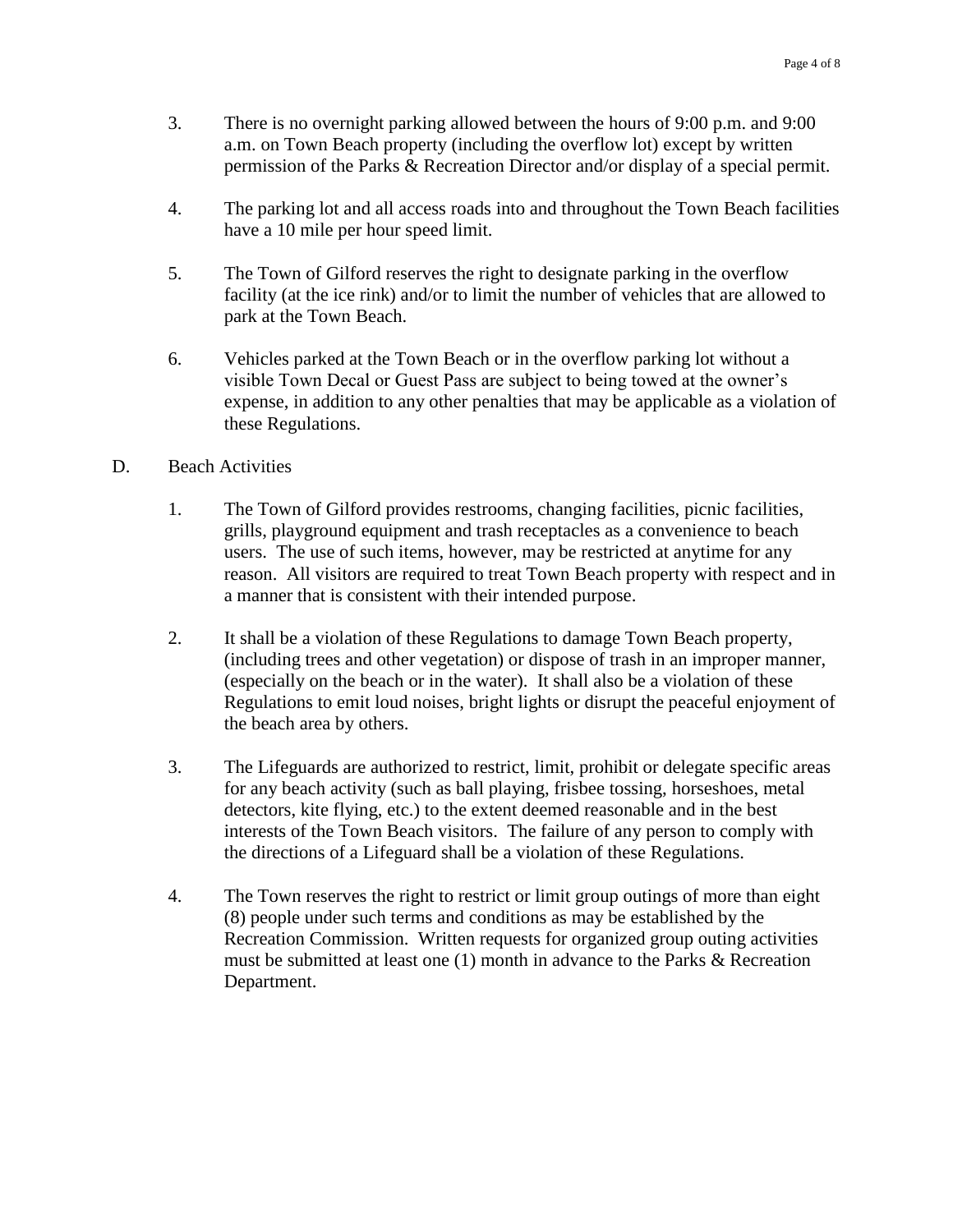3. There is no overnight parking allowed between the hours of 9:00 p.m. and 9:00 a.m. on Town Beach property (including the overflow lot) except by written permission of the Parks & Recreation Director and/or display of a special permit.

4. The parking lot and all access roads into and throughout the Town Beach facilities have a 10 mile per hour speed limit.

5. The Town of Gilford reserves the right to designate parking in the overflow facility (at the ice rink) and/or to limit the number of vehicles that are allowed to park at the Town Beach.

6. Vehicles parked at the Town Beach or in the overflow parking lot without a visible Town Decal or Guest Pass are subject to being towed at the owner's expense, in addition to any other penalties that may be applicable as a violation of these Regulations.

D. Beach Activities

1. The Town of Gilford provides restrooms, changing facilities, picnic facilities, grills, playground equipment and trash receptacles as a convenience to beach users. The use of such items, however, may be restricted at anytime for any reason. All visitors are required to treat Town Beach property with respect and in a manner that is consistent with their intended purpose.

2. It shall be a violation of these Regulations to damage Town Beach property, (including trees and other vegetation) or dispose of trash in an improper manner, (especially on the beach or in the water). It shall also be a violation of these Regulations to emit loud noises, bright lights or disrupt the peaceful enjoyment of the beach area by others.

3. The Lifeguards are authorized to restrict, limit, prohibit or delegate specific areas for any beach activity (such as ball playing, frisbee tossing, horseshoes, metal detectors, kite flying, etc.) to the extent deemed reasonable and in the best interests of the Town Beach visitors. The failure of any person to comply with the directions of a Lifeguard shall be a violation of these Regulations.

4. The Town reserves the right to restrict or limit group outings of more than eight (8) people under such terms and conditions as may be established by the Recreation Commission. Written requests for organized group outing activities must be submitted at least one (1) month in advance to the Parks & Recreation Department.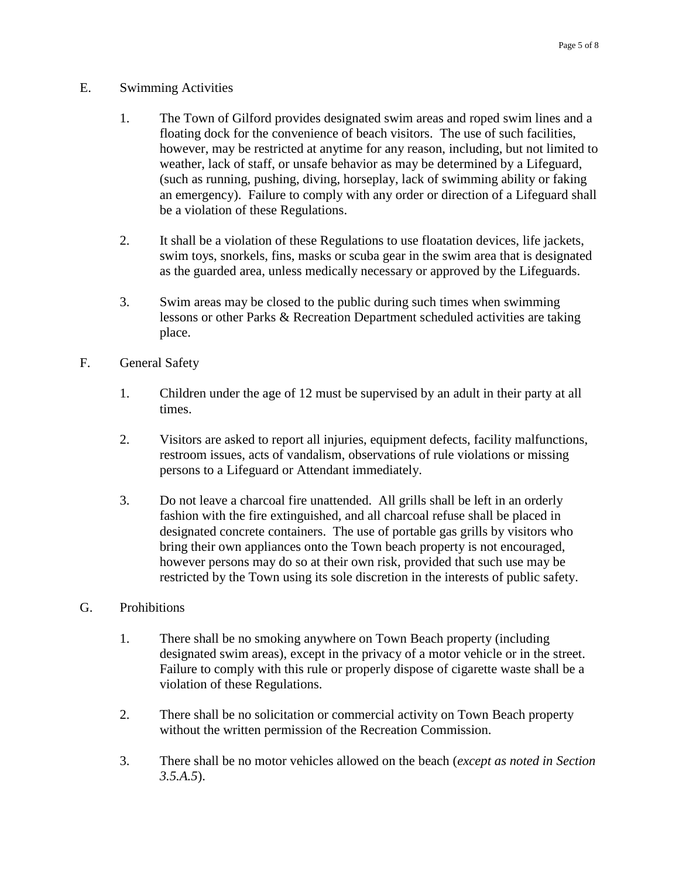E. Swimming Activities

1. The Town of Gilford provides designated swim areas and roped swim lines and a floating dock for the convenience of beach visitors. The use of such facilities, however, may be restricted at anytime for any reason, including, but not limited to weather, lack of staff, or unsafe behavior as may be determined by a Lifeguard, (such as running, pushing, diving, horseplay, lack of swimming ability or faking an emergency). Failure to comply with any order or direction of a Lifeguard shall be a violation of these Regulations.

2. It shall be a violation of these Regulations to use floatation devices, life jackets, swim toys, snorkels, fins, masks or scuba gear in the swim area that is designated as the guarded area, unless medically necessary or approved by the Lifeguards.

3. Swim areas may be closed to the public during such times when swimming lessons or other Parks & Recreation Department scheduled activities are taking place.

F. General Safety

1. Children under the age of 12 must be supervised by an adult in their party at all times.

2. Visitors are asked to report all injuries, equipment defects, facility malfunctions, restroom issues, acts of vandalism, observations of rule violations or missing persons to a Lifeguard or Attendant immediately.

3. Do not leave a charcoal fire unattended. All grills shall be left in an orderly fashion with the fire extinguished, and all charcoal refuse shall be placed in designated concrete containers. The use of portable gas grills by visitors who bring their own appliances onto the Town beach property is not encouraged, however persons may do so at their own risk, provided that such use may be restricted by the Town using its sole discretion in the interests of public safety.

G. Prohibitions

1. There shall be no smoking anywhere on Town Beach property (including designated swim areas), except in the privacy of a motor vehicle or in the street. Failure to comply with this rule or properly dispose of cigarette waste shall be a violation of these Regulations.

2. There shall be no solicitation or commercial activity on Town Beach property without the written permission of the Recreation Commission.

3. There shall be no motor vehicles allowed on the beach (*except as noted in Section 3.5.A.5*).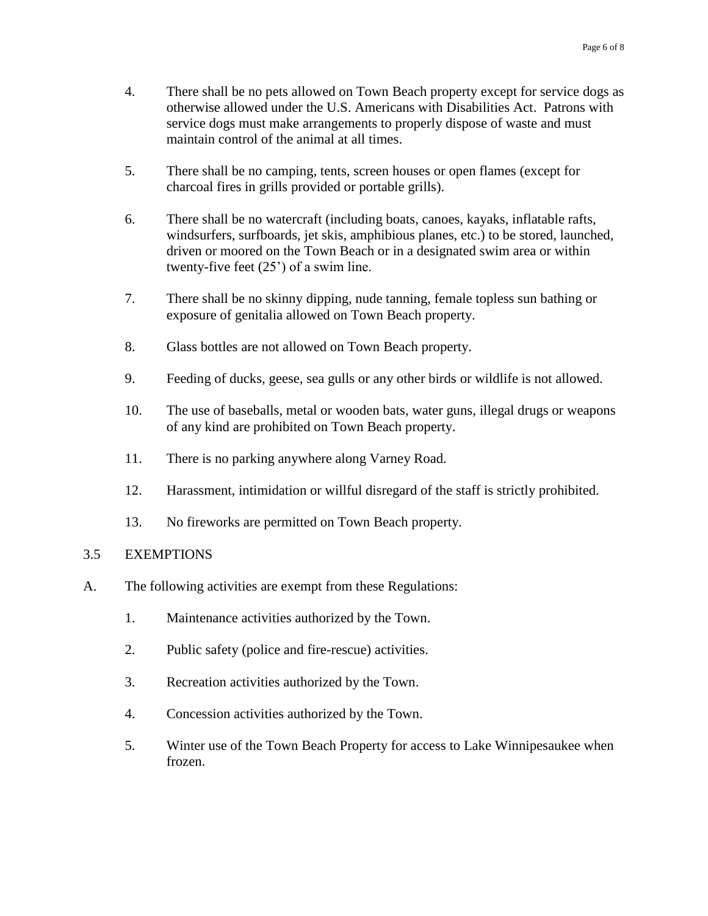4. There shall be no pets allowed on Town Beach property except for service dogs as otherwise allowed under the U.S. Americans with Disabilities Act. Patrons with service dogs must make arrangements to properly dispose of waste and must maintain control of the animal at all times.

5. There shall be no camping, tents, screen houses or open flames (except for charcoal fires in grills provided or portable grills).

6. There shall be no watercraft (including boats, canoes, kayaks, inflatable rafts, windsurfers, surfboards, jet skis, amphibious planes, etc.) to be stored, launched, driven or moored on the Town Beach or in a designated swim area or within twenty-five feet (25') of a swim line.

7. There shall be no skinny dipping, nude tanning, female topless sun bathing or exposure of genitalia allowed on Town Beach property.

8. Glass bottles are not allowed on Town Beach property.

9. Feeding of ducks, geese, sea gulls or any other birds or wildlife is not allowed.

10. The use of baseballs, metal or wooden bats, water guns, illegal drugs or weapons of any kind are prohibited on Town Beach property.

11. There is no parking anywhere along Varney Road.

12. Harassment, intimidation or willful disregard of the staff is strictly prohibited.

13. No fireworks are permitted on Town Beach property.

## 3.5 EXEMPTIONS

A. The following activities are exempt from these Regulations:

1. Maintenance activities authorized by the Town.

2. Public safety (police and fire-rescue) activities.

3. Recreation activities authorized by the Town.

4. Concession activities authorized by the Town.

5. Winter use of the Town Beach Property for access to Lake Winnipesaukee when frozen.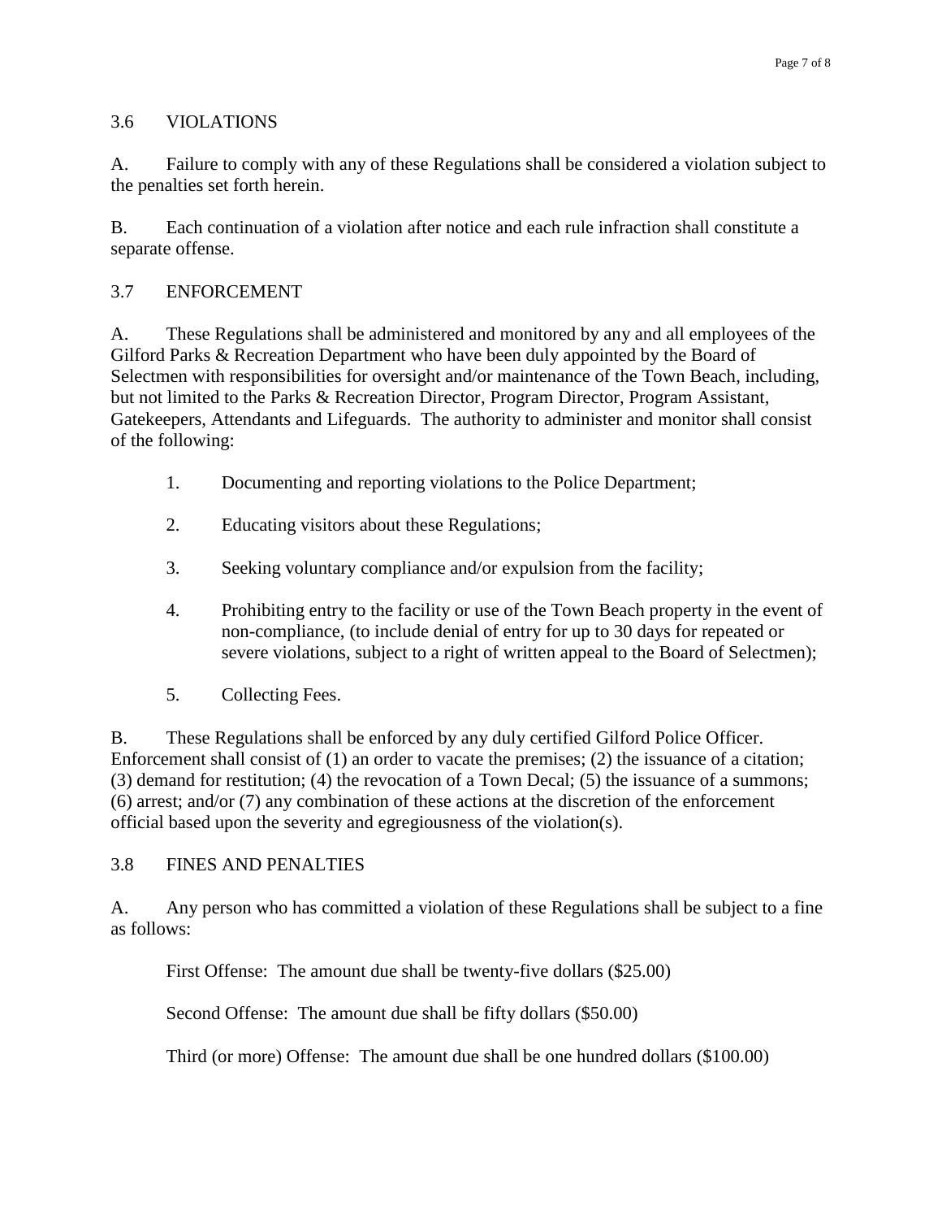## 3.6 VIOLATIONS

A. Failure to comply with any of these Regulations shall be considered a violation subject to the penalties set forth herein.

B. Each continuation of a violation after notice and each rule infraction shall constitute a separate offense.

## 3.7 ENFORCEMENT

A. These Regulations shall be administered and monitored by any and all employees of the Gilford Parks & Recreation Department who have been duly appointed by the Board of Selectmen with responsibilities for oversight and/or maintenance of the Town Beach, including, but not limited to the Parks & Recreation Director, Program Director, Program Assistant, Gatekeepers, Attendants and Lifeguards. The authority to administer and monitor shall consist of the following:

1. Documenting and reporting violations to the Police Department;
2. Educating visitors about these Regulations;
3. Seeking voluntary compliance and/or expulsion from the facility;
4. Prohibiting entry to the facility or use of the Town Beach property in the event of non-compliance, (to include denial of entry for up to 30 days for repeated or severe violations, subject to a right of written appeal to the Board of Selectmen);
5. Collecting Fees.

B. These Regulations shall be enforced by any duly certified Gilford Police Officer. Enforcement shall consist of (1) an order to vacate the premises; (2) the issuance of a citation; (3) demand for restitution; (4) the revocation of a Town Decal; (5) the issuance of a summons; (6) arrest; and/or (7) any combination of these actions at the discretion of the enforcement official based upon the severity and egregiousness of the violation(s).

## 3.8 FINES AND PENALTIES

A. Any person who has committed a violation of these Regulations shall be subject to a fine as follows:

First Offense: The amount due shall be twenty-five dollars ($25.00)

Second Offense: The amount due shall be fifty dollars ($50.00)

Third (or more) Offense: The amount due shall be one hundred dollars ($100.00)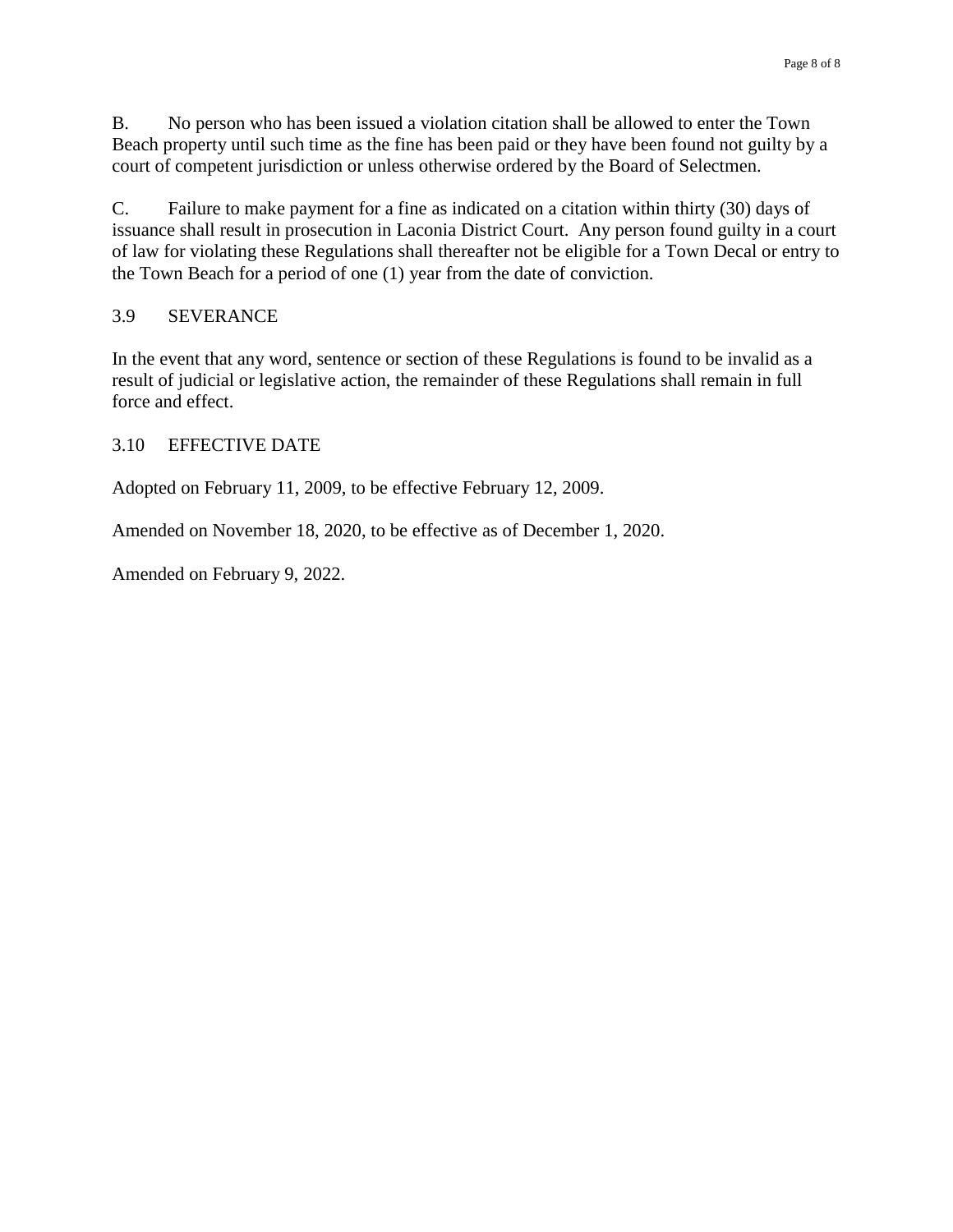B. No person who has been issued a violation citation shall be allowed to enter the Town Beach property until such time as the fine has been paid or they have been found not guilty by a court of competent jurisdiction or unless otherwise ordered by the Board of Selectmen.

C. Failure to make payment for a fine as indicated on a citation within thirty (30) days of issuance shall result in prosecution in Laconia District Court. Any person found guilty in a court of law for violating these Regulations shall thereafter not be eligible for a Town Decal or entry to the Town Beach for a period of one (1) year from the date of conviction.

## 3.9 SEVERANCE

In the event that any word, sentence or section of these Regulations is found to be invalid as a result of judicial or legislative action, the remainder of these Regulations shall remain in full force and effect.

## 3.10 EFFECTIVE DATE

Adopted on February 11, 2009, to be effective February 12, 2009.

Amended on November 18, 2020, to be effective as of December 1, 2020.

Amended on February 9, 2022.